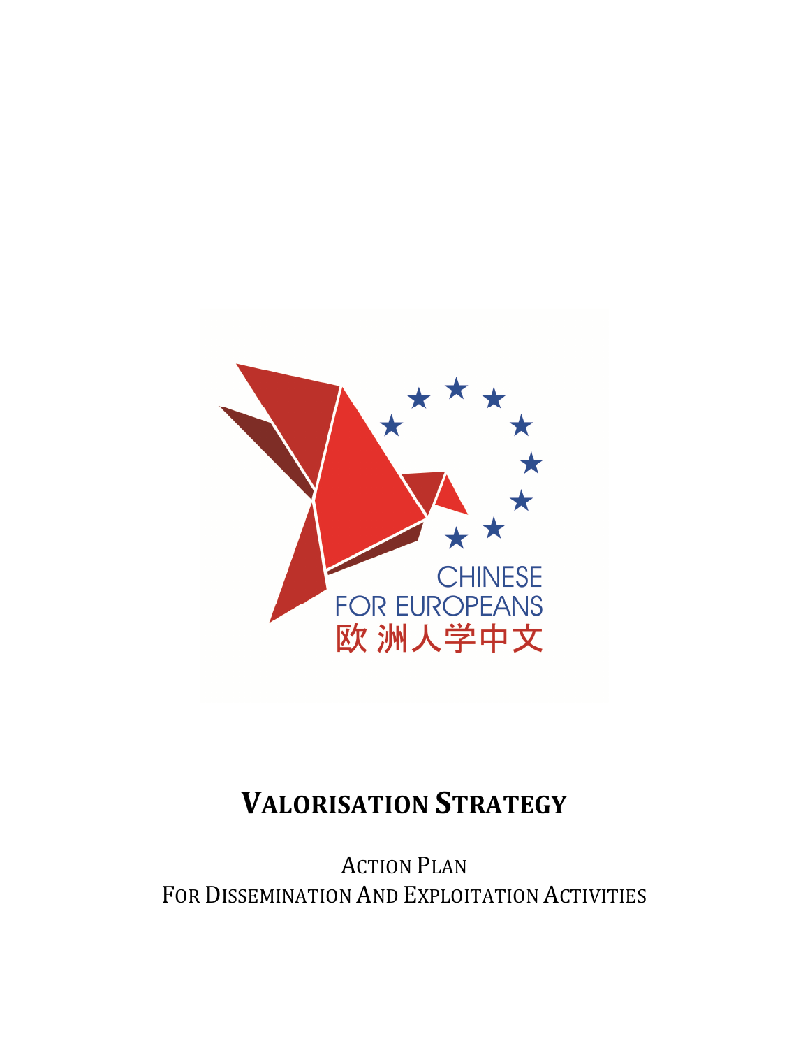CHINESE FOR EUROPEANS

欧 洲人学中文

# VALORISATION STRATEGY

ACTION PLAN
FOR DISSEMINATION AND EXPLOITATION ACTIVITIES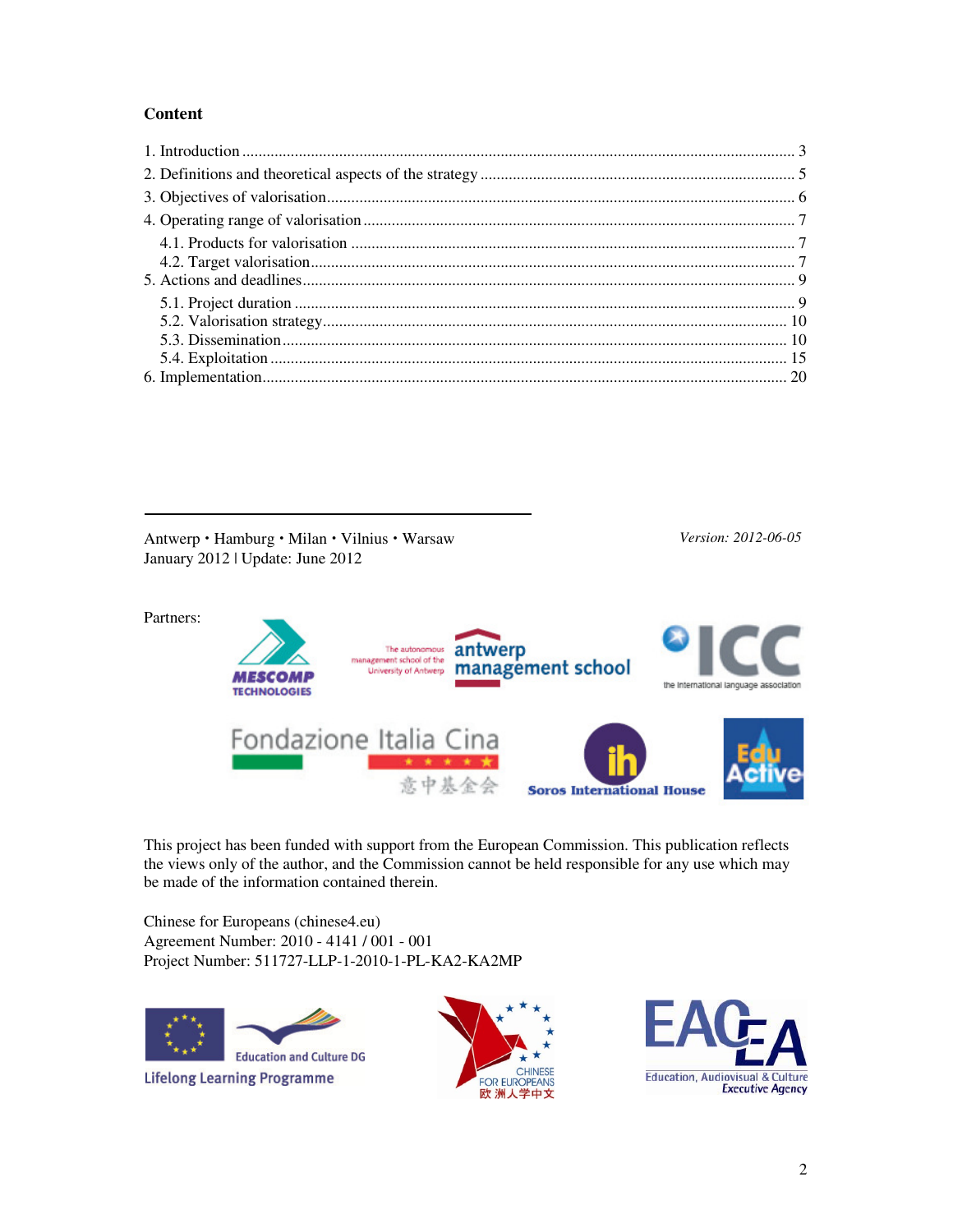**Content**

1. Introduction ............................................................ 3
2. Definitions and theoretical aspects of the strategy ............................................................ 5
3. Objectives of valorisation ............................................................ 6
4. Operating range of valorisation ............................................................ 7
    - 4.1. Products for valorisation ............................................................ 7
    - 4.2. Target valorisation ............................................................ 7
5. Actions and deadlines ............................................................ 9
    - 5.1. Project duration ............................................................ 9
    - 5.2. Valorisation strategy ............................................................ 10
    - 5.3. Dissemination ............................................................ 10
    - 5.4. Exploitation ............................................................ 15
6. Implementation ............................................................ 20

---

Antwerp • Hamburg • Milan • Vilnius • Warsaw
January 2012 | Update: June 2012

*Version: 2012-06-05*

Partners:

MESCOMP TECHNOLOGIES

The autonomous management school of the University of Antwerp – antwerp management school

ICC – the international language association

Fondazione Italia Cina 意中基金会

Soros International House

Edu Active

This project has been funded with support from the European Commission. This publication reflects the views only of the author, and the Commission cannot be held responsible for any use which may be made of the information contained therein.

Chinese for Europeans (chinese4.eu)
Agreement Number: 2010 - 4141 / 001 - 001
Project Number: 511727-LLP-1-2010-1-PL-KA2-KA2MP

Education and Culture DG – Lifelong Learning Programme

CHINESE FOR EUROPEANS 欧洲人学中文

EACEA – Education, Audiovisual & Culture Executive Agency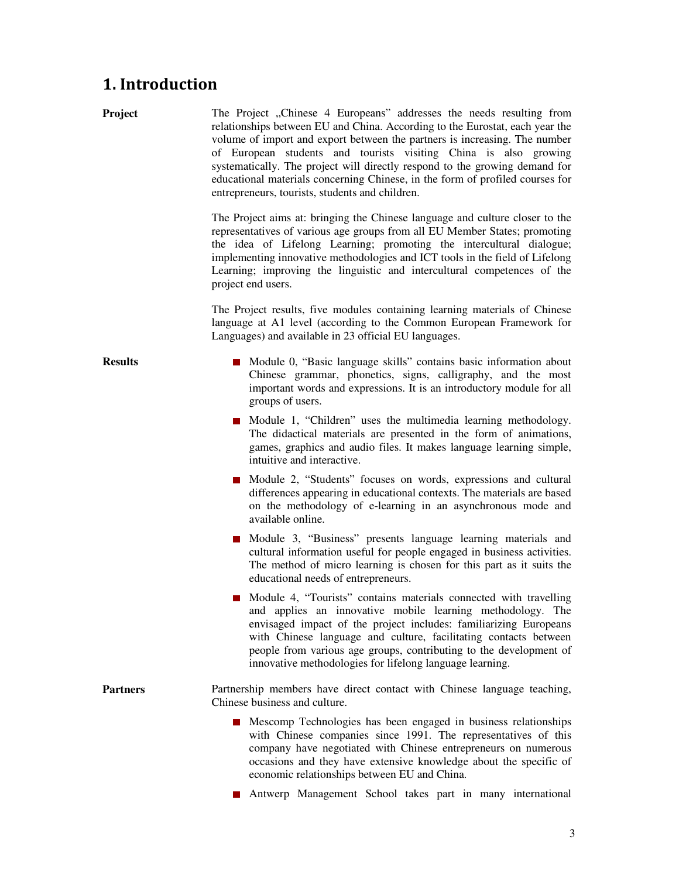# 1. Introduction

**Project**

The Project „Chinese 4 Europeans" addresses the needs resulting from relationships between EU and China. According to the Eurostat, each year the volume of import and export between the partners is increasing. The number of European students and tourists visiting China is also growing systematically. The project will directly respond to the growing demand for educational materials concerning Chinese, in the form of profiled courses for entrepreneurs, tourists, students and children.

The Project aims at: bringing the Chinese language and culture closer to the representatives of various age groups from all EU Member States; promoting the idea of Lifelong Learning; promoting the intercultural dialogue; implementing innovative methodologies and ICT tools in the field of Lifelong Learning; improving the linguistic and intercultural competences of the project end users.

The Project results, five modules containing learning materials of Chinese language at A1 level (according to the Common European Framework for Languages) and available in 23 official EU languages.

**Results**

- Module 0, "Basic language skills" contains basic information about Chinese grammar, phonetics, signs, calligraphy, and the most important words and expressions. It is an introductory module for all groups of users.
- Module 1, "Children" uses the multimedia learning methodology. The didactical materials are presented in the form of animations, games, graphics and audio files. It makes language learning simple, intuitive and interactive.
- Module 2, "Students" focuses on words, expressions and cultural differences appearing in educational contexts. The materials are based on the methodology of e-learning in an asynchronous mode and available online.
- Module 3, "Business" presents language learning materials and cultural information useful for people engaged in business activities. The method of micro learning is chosen for this part as it suits the educational needs of entrepreneurs.
- Module 4, "Tourists" contains materials connected with travelling and applies an innovative mobile learning methodology. The envisaged impact of the project includes: familiarizing Europeans with Chinese language and culture, facilitating contacts between people from various age groups, contributing to the development of innovative methodologies for lifelong language learning.

**Partners**

Partnership members have direct contact with Chinese language teaching, Chinese business and culture.

- Mescomp Technologies has been engaged in business relationships with Chinese companies since 1991. The representatives of this company have negotiated with Chinese entrepreneurs on numerous occasions and they have extensive knowledge about the specific of economic relationships between EU and China.
- Antwerp Management School takes part in many international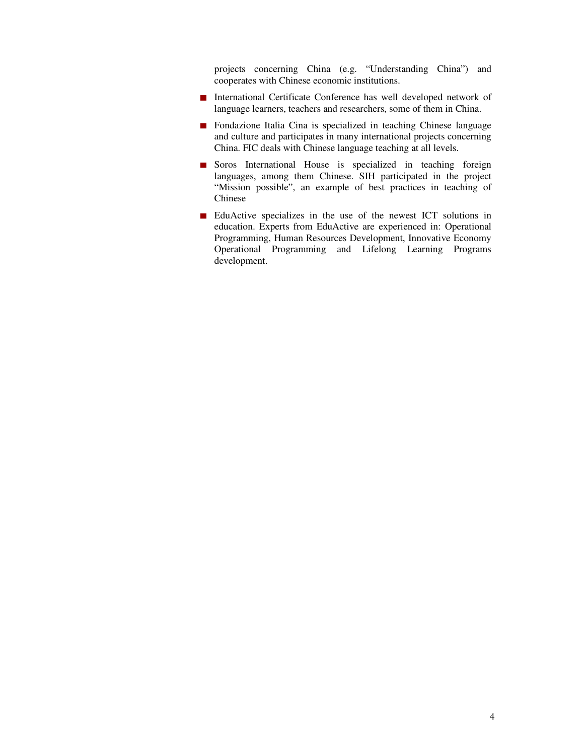projects concerning China (e.g. "Understanding China") and cooperates with Chinese economic institutions.

- International Certificate Conference has well developed network of language learners, teachers and researchers, some of them in China.
- Fondazione Italia Cina is specialized in teaching Chinese language and culture and participates in many international projects concerning China. FIC deals with Chinese language teaching at all levels.
- Soros International House is specialized in teaching foreign languages, among them Chinese. SIH participated in the project "Mission possible", an example of best practices in teaching of Chinese
- EduActive specializes in the use of the newest ICT solutions in education. Experts from EduActive are experienced in: Operational Programming, Human Resources Development, Innovative Economy Operational Programming and Lifelong Learning Programs development.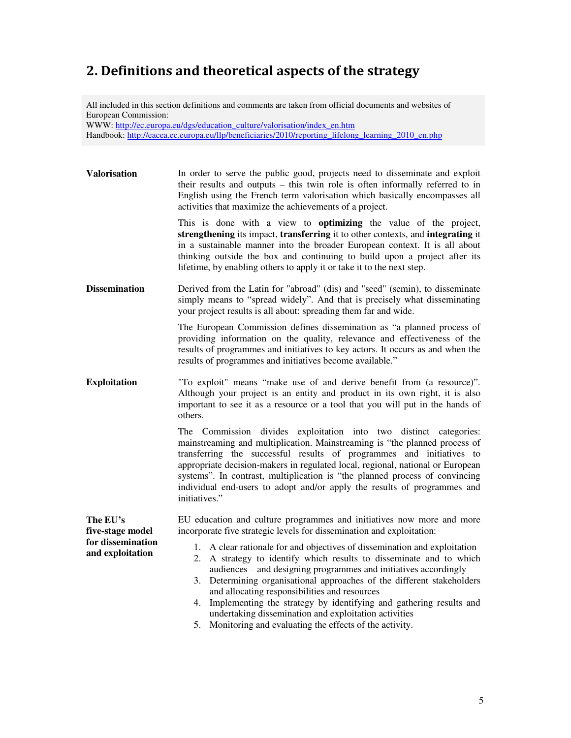## 2. Definitions and theoretical aspects of the strategy

All included in this section definitions and comments are taken from official documents and websites of European Commission:
WWW: http://ec.europa.eu/dgs/education_culture/valorisation/index_en.htm
Handbook: http://eacea.ec.europa.eu/llp/beneficiaries/2010/reporting_lifelong_learning_2010_en.php

**Valorisation**

In order to serve the public good, projects need to disseminate and exploit their results and outputs – this twin role is often informally referred to in English using the French term valorisation which basically encompasses all activities that maximize the achievements of a project.

This is done with a view to **optimizing** the value of the project, **strengthening** its impact, **transferring** it to other contexts, and **integrating** it in a sustainable manner into the broader European context. It is all about thinking outside the box and continuing to build upon a project after its lifetime, by enabling others to apply it or take it to the next step.

**Dissemination**

Derived from the Latin for "abroad" (dis) and "seed" (semin), to disseminate simply means to "spread widely". And that is precisely what disseminating your project results is all about: spreading them far and wide.

The European Commission defines dissemination as "a planned process of providing information on the quality, relevance and effectiveness of the results of programmes and initiatives to key actors. It occurs as and when the results of programmes and initiatives become available."

**Exploitation**

"To exploit" means "make use of and derive benefit from (a resource)". Although your project is an entity and product in its own right, it is also important to see it as a resource or a tool that you will put in the hands of others.

The Commission divides exploitation into two distinct categories: mainstreaming and multiplication. Mainstreaming is "the planned process of transferring the successful results of programmes and initiatives to appropriate decision-makers in regulated local, regional, national or European systems". In contrast, multiplication is "the planned process of convincing individual end-users to adopt and/or apply the results of programmes and initiatives."

**The EU's five-stage model for dissemination and exploitation**

EU education and culture programmes and initiatives now more and more incorporate five strategic levels for dissemination and exploitation:

1. A clear rationale for and objectives of dissemination and exploitation
2. A strategy to identify which results to disseminate and to which audiences – and designing programmes and initiatives accordingly
3. Determining organisational approaches of the different stakeholders and allocating responsibilities and resources
4. Implementing the strategy by identifying and gathering results and undertaking dissemination and exploitation activities
5. Monitoring and evaluating the effects of the activity.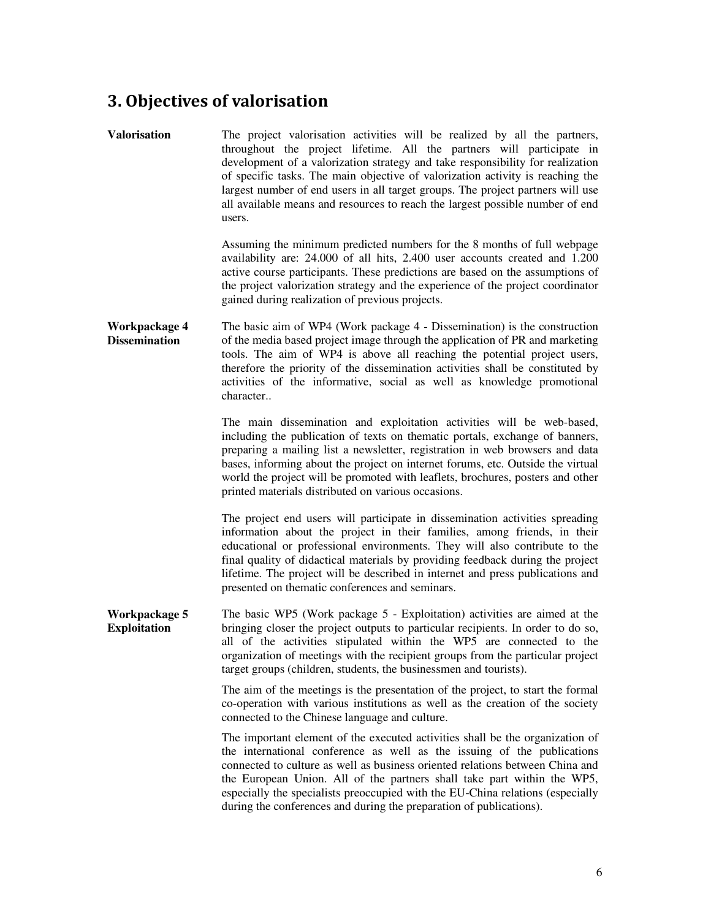## 3. Objectives of valorisation

**Valorisation**

The project valorisation activities will be realized by all the partners, throughout the project lifetime. All the partners will participate in development of a valorization strategy and take responsibility for realization of specific tasks. The main objective of valorization activity is reaching the largest number of end users in all target groups. The project partners will use all available means and resources to reach the largest possible number of end users.

Assuming the minimum predicted numbers for the 8 months of full webpage availability are: 24.000 of all hits, 2.400 user accounts created and 1.200 active course participants. These predictions are based on the assumptions of the project valorization strategy and the experience of the project coordinator gained during realization of previous projects.

**Workpackage 4 Dissemination**

The basic aim of WP4 (Work package 4 - Dissemination) is the construction of the media based project image through the application of PR and marketing tools. The aim of WP4 is above all reaching the potential project users, therefore the priority of the dissemination activities shall be constituted by activities of the informative, social as well as knowledge promotional character..

The main dissemination and exploitation activities will be web-based, including the publication of texts on thematic portals, exchange of banners, preparing a mailing list a newsletter, registration in web browsers and data bases, informing about the project on internet forums, etc. Outside the virtual world the project will be promoted with leaflets, brochures, posters and other printed materials distributed on various occasions.

The project end users will participate in dissemination activities spreading information about the project in their families, among friends, in their educational or professional environments. They will also contribute to the final quality of didactical materials by providing feedback during the project lifetime. The project will be described in internet and press publications and presented on thematic conferences and seminars.

**Workpackage 5 Exploitation**

The basic WP5 (Work package 5 - Exploitation) activities are aimed at the bringing closer the project outputs to particular recipients. In order to do so, all of the activities stipulated within the WP5 are connected to the organization of meetings with the recipient groups from the particular project target groups (children, students, the businessmen and tourists).

The aim of the meetings is the presentation of the project, to start the formal co-operation with various institutions as well as the creation of the society connected to the Chinese language and culture.

The important element of the executed activities shall be the organization of the international conference as well as the issuing of the publications connected to culture as well as business oriented relations between China and the European Union. All of the partners shall take part within the WP5, especially the specialists preoccupied with the EU-China relations (especially during the conferences and during the preparation of publications).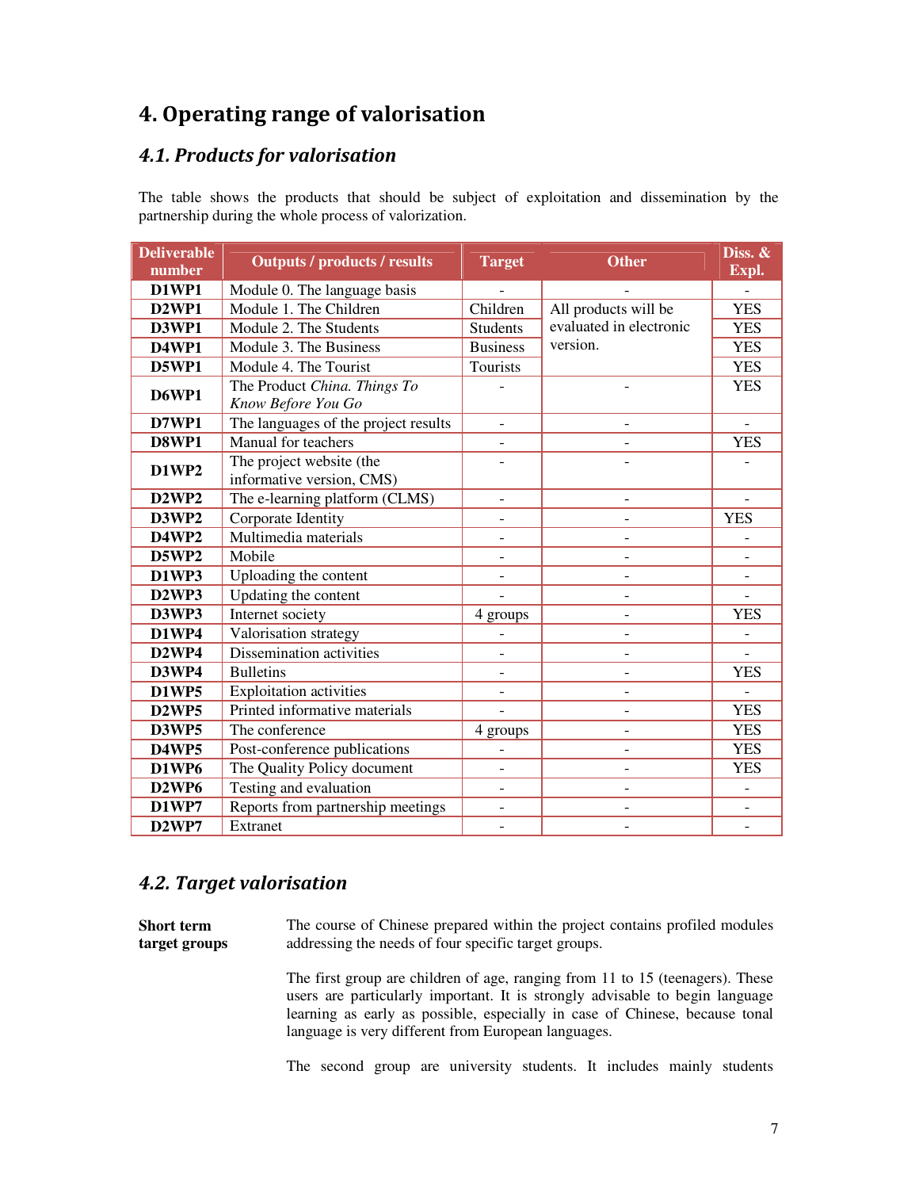# 4. Operating range of valorisation

## 4.1. Products for valorisation

The table shows the products that should be subject of exploitation and dissemination by the partnership during the whole process of valorization.

| Deliverable number | Outputs / products / results | Target | Other | Diss. & Expl. |
|---|---|---|---|---|
| **D1WP1** | Module 0. The language basis | - | - | - |
| **D2WP1** | Module 1. The Children | Children | All products will be evaluated in electronic version. | YES |
| **D3WP1** | Module 2. The Students | Students | | YES |
| **D4WP1** | Module 3. The Business | Business | | YES |
| **D5WP1** | Module 4. The Tourist | Tourists | | YES |
| **D6WP1** | The Product *China. Things To Know Before You Go* | - | - | YES |
| **D7WP1** | The languages of the project results | - | - | - |
| **D8WP1** | Manual for teachers | - | - | YES |
| **D1WP2** | The project website (the informative version, CMS) | - | - | - |
| **D2WP2** | The e-learning platform (CLMS) | - | - | - |
| **D3WP2** | Corporate Identity | - | - | YES |
| **D4WP2** | Multimedia materials | - | - | - |
| **D5WP2** | Mobile | - | - | - |
| **D1WP3** | Uploading the content | - | - | - |
| **D2WP3** | Updating the content | - | - | - |
| **D3WP3** | Internet society | 4 groups | - | YES |
| **D1WP4** | Valorisation strategy | - | - | - |
| **D2WP4** | Dissemination activities | - | - | - |
| **D3WP4** | Bulletins | - | - | YES |
| **D1WP5** | Exploitation activities | - | - | - |
| **D2WP5** | Printed informative materials | - | - | YES |
| **D3WP5** | The conference | 4 groups | - | YES |
| **D4WP5** | Post-conference publications | - | - | YES |
| **D1WP6** | The Quality Policy document | - | - | YES |
| **D2WP6** | Testing and evaluation | - | - | - |
| **D1WP7** | Reports from partnership meetings | - | - | - |
| **D2WP7** | Extranet | - | - | - |

## 4.2. Target valorisation

**Short term target groups**

The course of Chinese prepared within the project contains profiled modules addressing the needs of four specific target groups.

The first group are children of age, ranging from 11 to 15 (teenagers). These users are particularly important. It is strongly advisable to begin language learning as early as possible, especially in case of Chinese, because tonal language is very different from European languages.

The second group are university students. It includes mainly students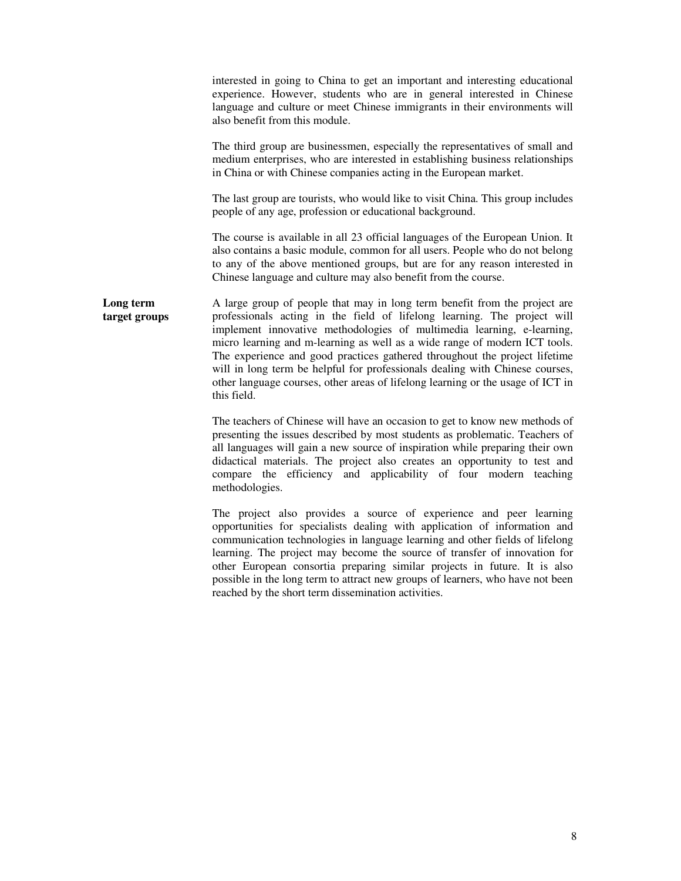interested in going to China to get an important and interesting educational experience. However, students who are in general interested in Chinese language and culture or meet Chinese immigrants in their environments will also benefit from this module.

The third group are businessmen, especially the representatives of small and medium enterprises, who are interested in establishing business relationships in China or with Chinese companies acting in the European market.

The last group are tourists, who would like to visit China. This group includes people of any age, profession or educational background.

The course is available in all 23 official languages of the European Union. It also contains a basic module, common for all users. People who do not belong to any of the above mentioned groups, but are for any reason interested in Chinese language and culture may also benefit from the course.

**Long term target groups**

A large group of people that may in long term benefit from the project are professionals acting in the field of lifelong learning. The project will implement innovative methodologies of multimedia learning, e-learning, micro learning and m-learning as well as a wide range of modern ICT tools. The experience and good practices gathered throughout the project lifetime will in long term be helpful for professionals dealing with Chinese courses, other language courses, other areas of lifelong learning or the usage of ICT in this field.

The teachers of Chinese will have an occasion to get to know new methods of presenting the issues described by most students as problematic. Teachers of all languages will gain a new source of inspiration while preparing their own didactical materials. The project also creates an opportunity to test and compare the efficiency and applicability of four modern teaching methodologies.

The project also provides a source of experience and peer learning opportunities for specialists dealing with application of information and communication technologies in language learning and other fields of lifelong learning. The project may become the source of transfer of innovation for other European consortia preparing similar projects in future. It is also possible in the long term to attract new groups of learners, who have not been reached by the short term dissemination activities.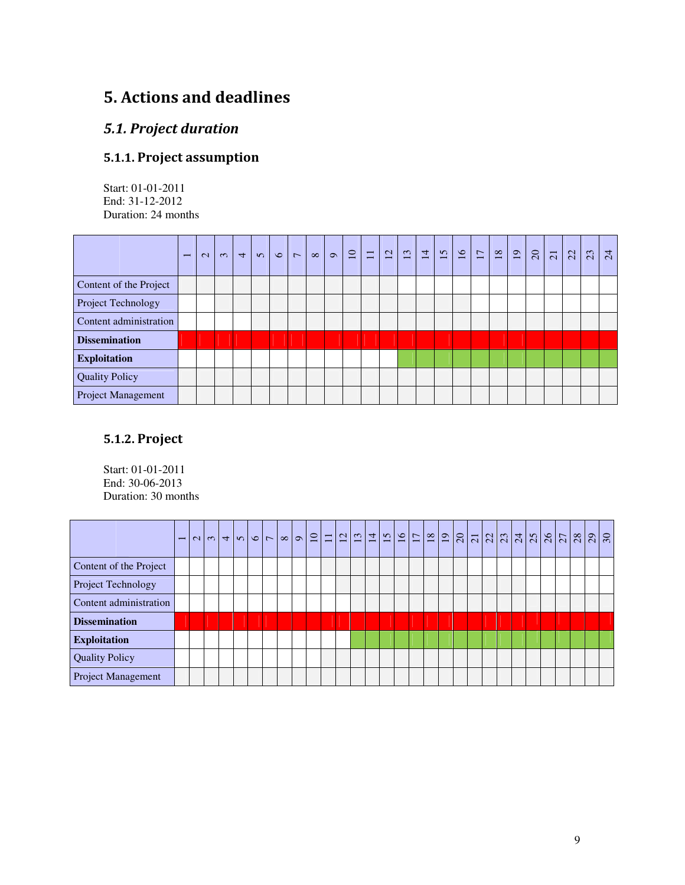# 5. Actions and deadlines

## *5.1. Project duration*

### 5.1.1. Project assumption

Start: 01-01-2011
End: 31-12-2012
Duration: 24 months

| | 1 | 2 | 3 | 4 | 5 | 6 | 7 | 8 | 9 | 10 | 11 | 12 | 13 | 14 | 15 | 16 | 17 | 18 | 19 | 20 | 21 | 22 | 23 | 24 |
|---|---|---|---|---|---|---|---|---|---|---|---|---|---|---|---|---|---|---|---|---|---|---|---|---|
| Content of the Project | | | | | | | | | | | | | | | | | | | | | | | | |
| Project Technology | | | | | | | | | | | | | | | | | | | | | | | | |
| Content administration | | | | | | | | | | | | | | | | | | | | | | | | |
| **Dissemination** | | | | | | | | | | | | | | | | | | | | | | | | |
| **Exploitation** | | | | | | | | | | | | | | | | | | | | | | | | |
| Quality Policy | | | | | | | | | | | | | | | | | | | | | | | | |
| Project Management | | | | | | | | | | | | | | | | | | | | | | | | |

### 5.1.2. Project

Start: 01-01-2011
End: 30-06-2013
Duration: 30 months

| | 1 | 2 | 3 | 4 | 5 | 6 | 7 | 8 | 9 | 10 | 11 | 12 | 13 | 14 | 15 | 16 | 17 | 18 | 19 | 20 | 21 | 22 | 23 | 24 | 25 | 26 | 27 | 28 | 29 | 30 |
|---|---|---|---|---|---|---|---|---|---|---|---|---|---|---|---|---|---|---|---|---|---|---|---|---|---|---|---|---|---|---|
| Content of the Project | | | | | | | | | | | | | | | | | | | | | | | | | | | | | | |
| Project Technology | | | | | | | | | | | | | | | | | | | | | | | | | | | | | | |
| Content administration | | | | | | | | | | | | | | | | | | | | | | | | | | | | | | |
| **Dissemination** | | | | | | | | | | | | | | | | | | | | | | | | | | | | | | |
| **Exploitation** | | | | | | | | | | | | | | | | | | | | | | | | | | | | | | |
| Quality Policy | | | | | | | | | | | | | | | | | | | | | | | | | | | | | | |
| Project Management | | | | | | | | | | | | | | | | | | | | | | | | | | | | | | |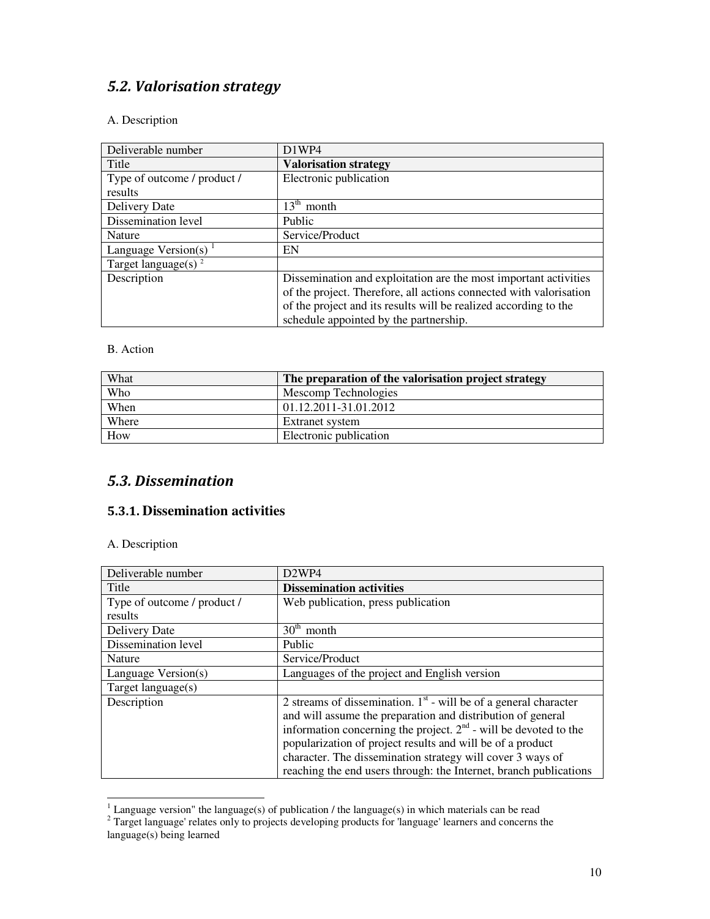## *5.2. Valorisation strategy*

A. Description

| Deliverable number | D1WP4 |
|---|---|
| Title | **Valorisation strategy** |
| Type of outcome / product / results | Electronic publication |
| Delivery Date | 13th month |
| Dissemination level | Public |
| Nature | Service/Product |
| Language Version(s) [1] | EN |
| Target language(s) [2] | |
| Description | Dissemination and exploitation are the most important activities of the project. Therefore, all actions connected with valorisation of the project and its results will be realized according to the schedule appointed by the partnership. |

B. Action

| What | **The preparation of the valorisation project strategy** |
|---|---|
| Who | Mescomp Technologies |
| When | 01.12.2011-31.01.2012 |
| Where | Extranet system |
| How | Electronic publication |

## *5.3. Dissemination*

### 5.3.1. Dissemination activities

A. Description

| Deliverable number | D2WP4 |
|---|---|
| Title | **Dissemination activities** |
| Type of outcome / product / results | Web publication, press publication |
| Delivery Date | 30th month |
| Dissemination level | Public |
| Nature | Service/Product |
| Language Version(s) | Languages of the project and English version |
| Target language(s) | |
| Description | 2 streams of dissemination. 1st - will be of a general character and will assume the preparation and distribution of general information concerning the project. 2nd - will be devoted to the popularization of project results and will be of a product character. The dissemination strategy will cover 3 ways of reaching the end users through: the Internet, branch publications |

[1] Language version" the language(s) of publication / the language(s) in which materials can be read
[2] Target language' relates only to projects developing products for 'language' learners and concerns the language(s) being learned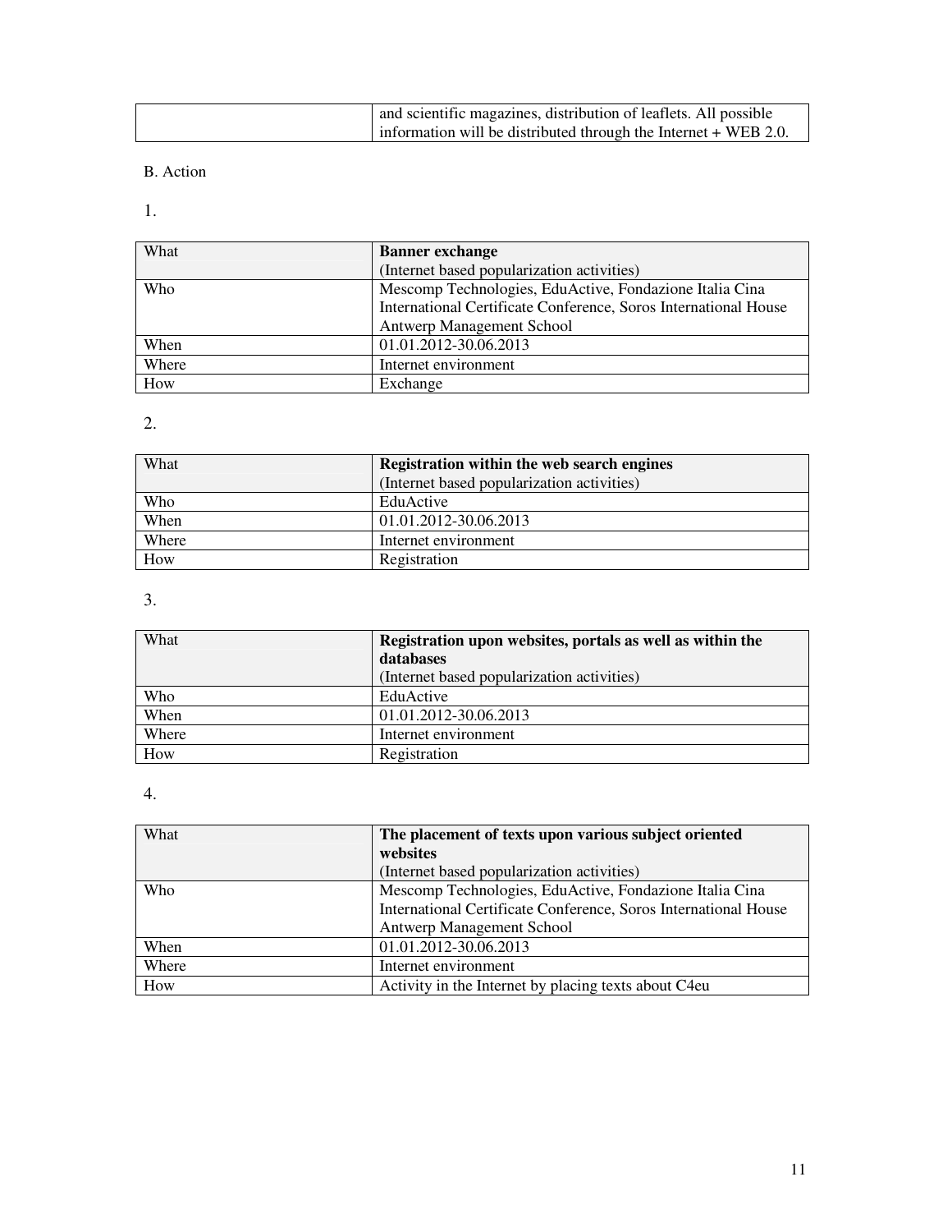| | and scientific magazines, distribution of leaflets. All possible information will be distributed through the Internet + WEB 2.0. |
|---|---|

B. Action

1.

| What | **Banner exchange** (Internet based popularization activities) |
|---|---|
| Who | Mescomp Technologies, EduActive, Fondazione Italia Cina International Certificate Conference, Soros International House Antwerp Management School |
| When | 01.01.2012-30.06.2013 |
| Where | Internet environment |
| How | Exchange |

2.

| What | **Registration within the web search engines** (Internet based popularization activities) |
|---|---|
| Who | EduActive |
| When | 01.01.2012-30.06.2013 |
| Where | Internet environment |
| How | Registration |

3.

| What | **Registration upon websites, portals as well as within the databases** (Internet based popularization activities) |
|---|---|
| Who | EduActive |
| When | 01.01.2012-30.06.2013 |
| Where | Internet environment |
| How | Registration |

4.

| What | **The placement of texts upon various subject oriented websites** (Internet based popularization activities) |
|---|---|
| Who | Mescomp Technologies, EduActive, Fondazione Italia Cina International Certificate Conference, Soros International House Antwerp Management School |
| When | 01.01.2012-30.06.2013 |
| Where | Internet environment |
| How | Activity in the Internet by placing texts about C4eu |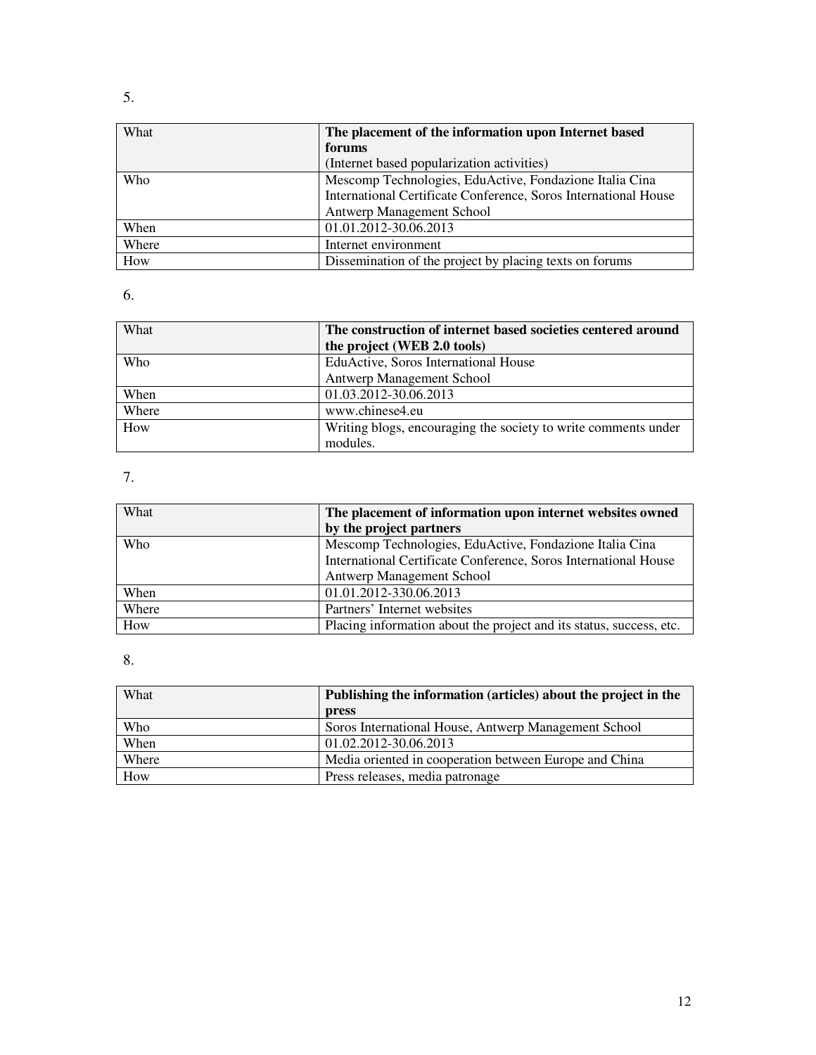5.

| What | **The placement of the information upon Internet based forums** (Internet based popularization activities) |
|---|---|
| Who | Mescomp Technologies, EduActive, Fondazione Italia Cina International Certificate Conference, Soros International House Antwerp Management School |
| When | 01.01.2012-30.06.2013 |
| Where | Internet environment |
| How | Dissemination of the project by placing texts on forums |

6.

| What | **The construction of internet based societies centered around the project (WEB 2.0 tools)** |
|---|---|
| Who | EduActive, Soros International House Antwerp Management School |
| When | 01.03.2012-30.06.2013 |
| Where | www.chinese4.eu |
| How | Writing blogs, encouraging the society to write comments under modules. |

7.

| What | **The placement of information upon internet websites owned by the project partners** |
|---|---|
| Who | Mescomp Technologies, EduActive, Fondazione Italia Cina International Certificate Conference, Soros International House Antwerp Management School |
| When | 01.01.2012-330.06.2013 |
| Where | Partners' Internet websites |
| How | Placing information about the project and its status, success, etc. |

8.

| What | **Publishing the information (articles) about the project in the press** |
|---|---|
| Who | Soros International House, Antwerp Management School |
| When | 01.02.2012-30.06.2013 |
| Where | Media oriented in cooperation between Europe and China |
| How | Press releases, media patronage |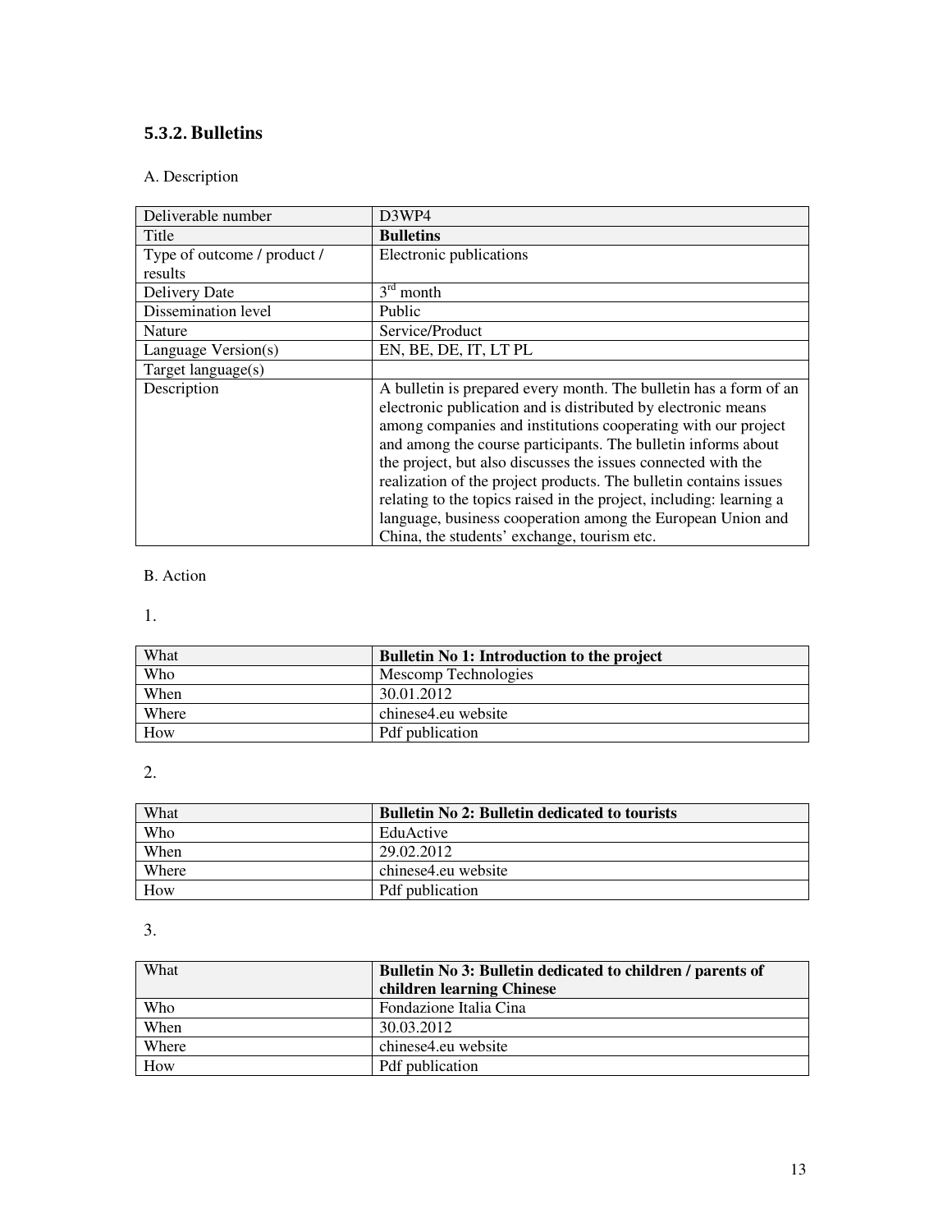### 5.3.2. Bulletins

A. Description

| Deliverable number | D3WP4 |
|---|---|
| Title | **Bulletins** |
| Type of outcome / product / results | Electronic publications |
| Delivery Date | 3rd month |
| Dissemination level | Public |
| Nature | Service/Product |
| Language Version(s) | EN, BE, DE, IT, LT PL |
| Target language(s) | |
| Description | A bulletin is prepared every month. The bulletin has a form of an electronic publication and is distributed by electronic means among companies and institutions cooperating with our project and among the course participants. The bulletin informs about the project, but also discusses the issues connected with the realization of the project products. The bulletin contains issues relating to the topics raised in the project, including: learning a language, business cooperation among the European Union and China, the students' exchange, tourism etc. |

B. Action

1.

| What | **Bulletin No 1: Introduction to the project** |
|---|---|
| Who | Mescomp Technologies |
| When | 30.01.2012 |
| Where | chinese4.eu website |
| How | Pdf publication |

2.

| What | **Bulletin No 2: Bulletin dedicated to tourists** |
|---|---|
| Who | EduActive |
| When | 29.02.2012 |
| Where | chinese4.eu website |
| How | Pdf publication |

3.

| What | **Bulletin No 3: Bulletin dedicated to children / parents of children learning Chinese** |
|---|---|
| Who | Fondazione Italia Cina |
| When | 30.03.2012 |
| Where | chinese4.eu website |
| How | Pdf publication |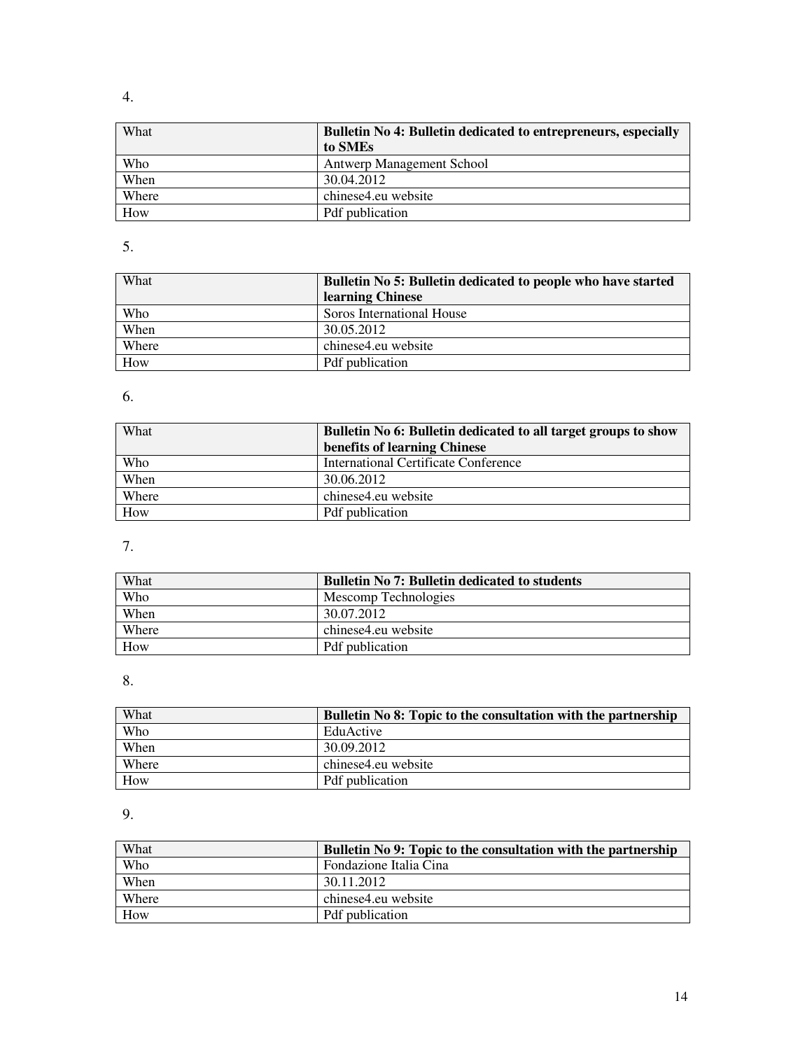4.

| What | **Bulletin No 4: Bulletin dedicated to entrepreneurs, especially to SMEs** |
|---|---|
| Who | Antwerp Management School |
| When | 30.04.2012 |
| Where | chinese4.eu website |
| How | Pdf publication |

5.

| What | **Bulletin No 5: Bulletin dedicated to people who have started learning Chinese** |
|---|---|
| Who | Soros International House |
| When | 30.05.2012 |
| Where | chinese4.eu website |
| How | Pdf publication |

6.

| What | **Bulletin No 6: Bulletin dedicated to all target groups to show benefits of learning Chinese** |
|---|---|
| Who | International Certificate Conference |
| When | 30.06.2012 |
| Where | chinese4.eu website |
| How | Pdf publication |

7.

| What | **Bulletin No 7: Bulletin dedicated to students** |
|---|---|
| Who | Mescomp Technologies |
| When | 30.07.2012 |
| Where | chinese4.eu website |
| How | Pdf publication |

8.

| What | **Bulletin No 8: Topic to the consultation with the partnership** |
|---|---|
| Who | EduActive |
| When | 30.09.2012 |
| Where | chinese4.eu website |
| How | Pdf publication |

9.

| What | **Bulletin No 9: Topic to the consultation with the partnership** |
|---|---|
| Who | Fondazione Italia Cina |
| When | 30.11.2012 |
| Where | chinese4.eu website |
| How | Pdf publication |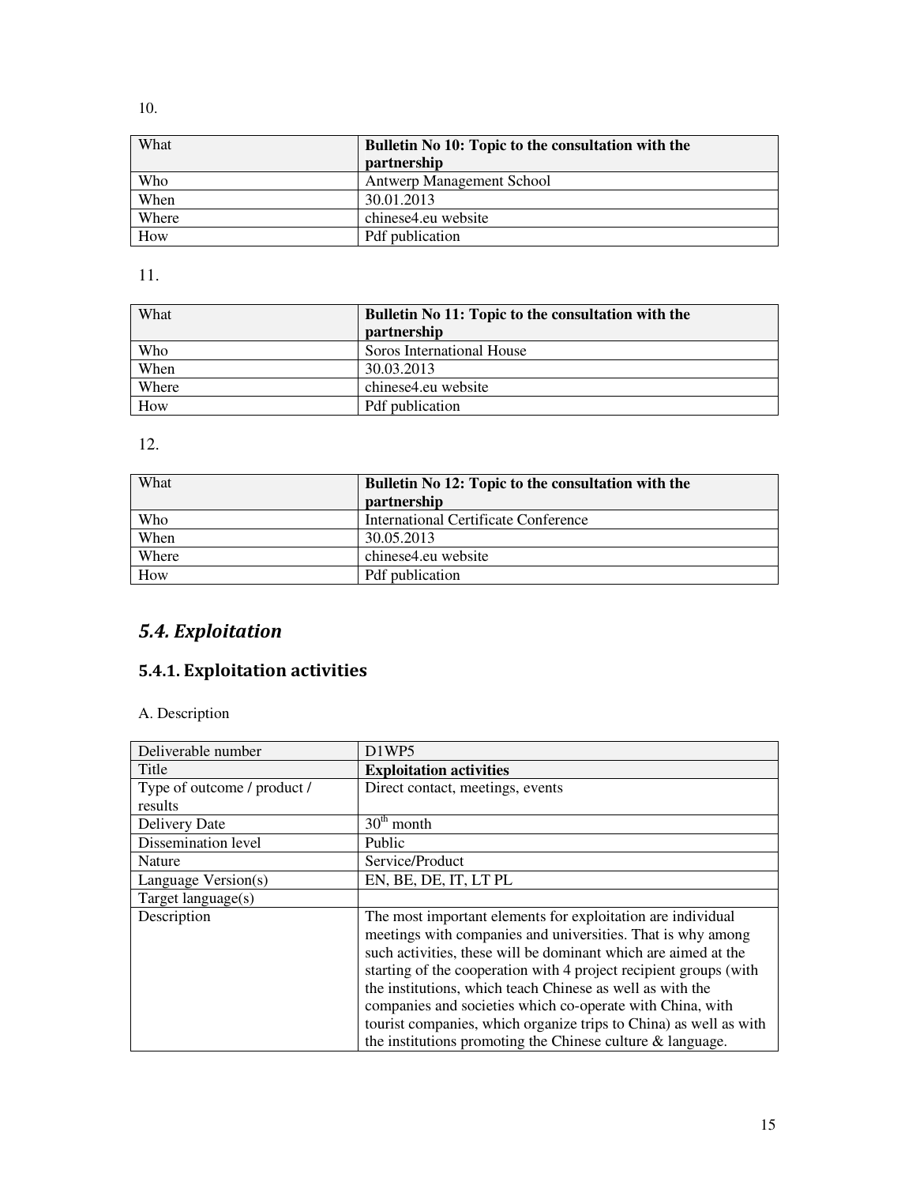10.

| What | **Bulletin No 10: Topic to the consultation with the partnership** |
|---|---|
| Who | Antwerp Management School |
| When | 30.01.2013 |
| Where | chinese4.eu website |
| How | Pdf publication |

11.

| What | **Bulletin No 11: Topic to the consultation with the partnership** |
|---|---|
| Who | Soros International House |
| When | 30.03.2013 |
| Where | chinese4.eu website |
| How | Pdf publication |

12.

| What | **Bulletin No 12: Topic to the consultation with the partnership** |
|---|---|
| Who | International Certificate Conference |
| When | 30.05.2013 |
| Where | chinese4.eu website |
| How | Pdf publication |

## *5.4. Exploitation*

### 5.4.1. Exploitation activities

A. Description

| Deliverable number | D1WP5 |
|---|---|
| Title | **Exploitation activities** |
| Type of outcome / product / results | Direct contact, meetings, events |
| Delivery Date | 30th month |
| Dissemination level | Public |
| Nature | Service/Product |
| Language Version(s) | EN, BE, DE, IT, LT PL |
| Target language(s) | |
| Description | The most important elements for exploitation are individual meetings with companies and universities. That is why among such activities, these will be dominant which are aimed at the starting of the cooperation with 4 project recipient groups (with the institutions, which teach Chinese as well as with the companies and societies which co-operate with China, with tourist companies, which organize trips to China) as well as with the institutions promoting the Chinese culture & language. |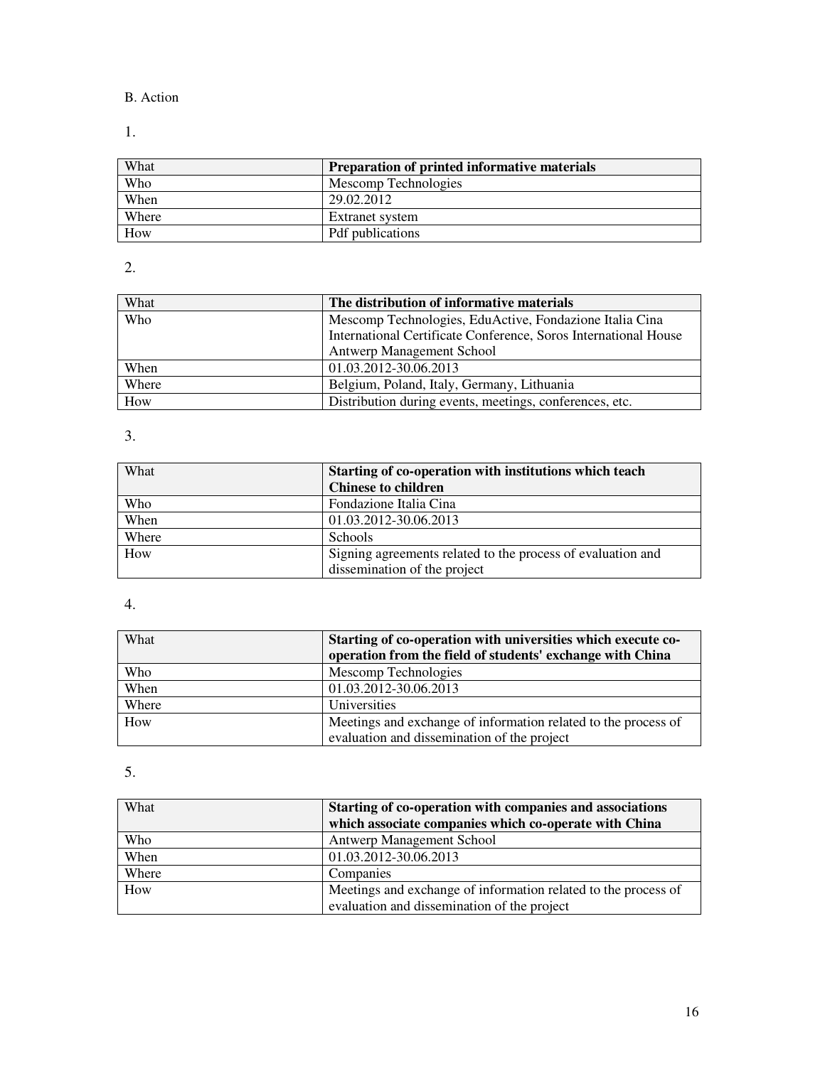B. Action

1.

| What | **Preparation of printed informative materials** |
|---|---|
| Who | Mescomp Technologies |
| When | 29.02.2012 |
| Where | Extranet system |
| How | Pdf publications |

2.

| What | **The distribution of informative materials** |
|---|---|
| Who | Mescomp Technologies, EduActive, Fondazione Italia Cina International Certificate Conference, Soros International House Antwerp Management School |
| When | 01.03.2012-30.06.2013 |
| Where | Belgium, Poland, Italy, Germany, Lithuania |
| How | Distribution during events, meetings, conferences, etc. |

3.

| What | **Starting of co-operation with institutions which teach Chinese to children** |
|---|---|
| Who | Fondazione Italia Cina |
| When | 01.03.2012-30.06.2013 |
| Where | Schools |
| How | Signing agreements related to the process of evaluation and dissemination of the project |

4.

| What | **Starting of co-operation with universities which execute co-operation from the field of students' exchange with China** |
|---|---|
| Who | Mescomp Technologies |
| When | 01.03.2012-30.06.2013 |
| Where | Universities |
| How | Meetings and exchange of information related to the process of evaluation and dissemination of the project |

5.

| What | **Starting of co-operation with companies and associations which associate companies which co-operate with China** |
|---|---|
| Who | Antwerp Management School |
| When | 01.03.2012-30.06.2013 |
| Where | Companies |
| How | Meetings and exchange of information related to the process of evaluation and dissemination of the project |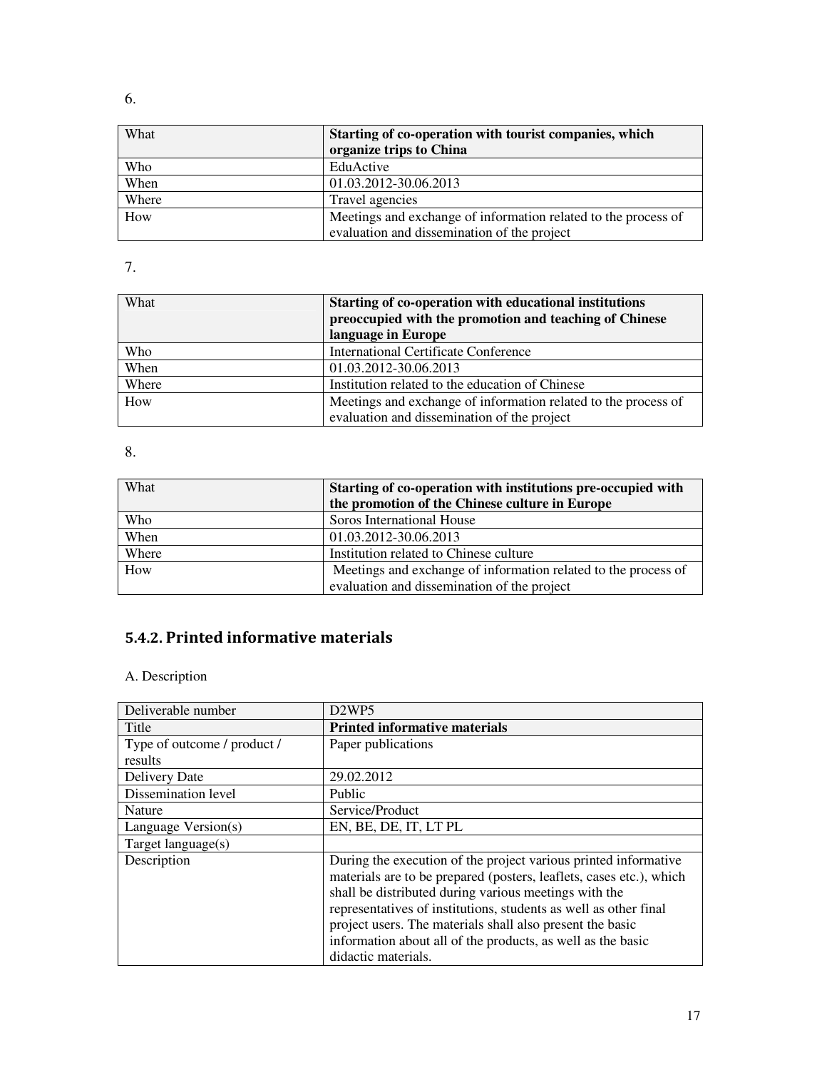6.

| What | **Starting of co-operation with tourist companies, which organize trips to China** |
|---|---|
| Who | EduActive |
| When | 01.03.2012-30.06.2013 |
| Where | Travel agencies |
| How | Meetings and exchange of information related to the process of evaluation and dissemination of the project |

7.

| What | **Starting of co-operation with educational institutions preoccupied with the promotion and teaching of Chinese language in Europe** |
|---|---|
| Who | International Certificate Conference |
| When | 01.03.2012-30.06.2013 |
| Where | Institution related to the education of Chinese |
| How | Meetings and exchange of information related to the process of evaluation and dissemination of the project |

8.

| What | **Starting of co-operation with institutions pre-occupied with the promotion of the Chinese culture in Europe** |
|---|---|
| Who | Soros International House |
| When | 01.03.2012-30.06.2013 |
| Where | Institution related to Chinese culture |
| How | Meetings and exchange of information related to the process of evaluation and dissemination of the project |

## 5.4.2. Printed informative materials

A. Description

| Deliverable number | D2WP5 |
|---|---|
| Title | **Printed informative materials** |
| Type of outcome / product / results | Paper publications |
| Delivery Date | 29.02.2012 |
| Dissemination level | Public |
| Nature | Service/Product |
| Language Version(s) | EN, BE, DE, IT, LT PL |
| Target language(s) | |
| Description | During the execution of the project various printed informative materials are to be prepared (posters, leaflets, cases etc.), which shall be distributed during various meetings with the representatives of institutions, students as well as other final project users. The materials shall also present the basic information about all of the products, as well as the basic didactic materials. |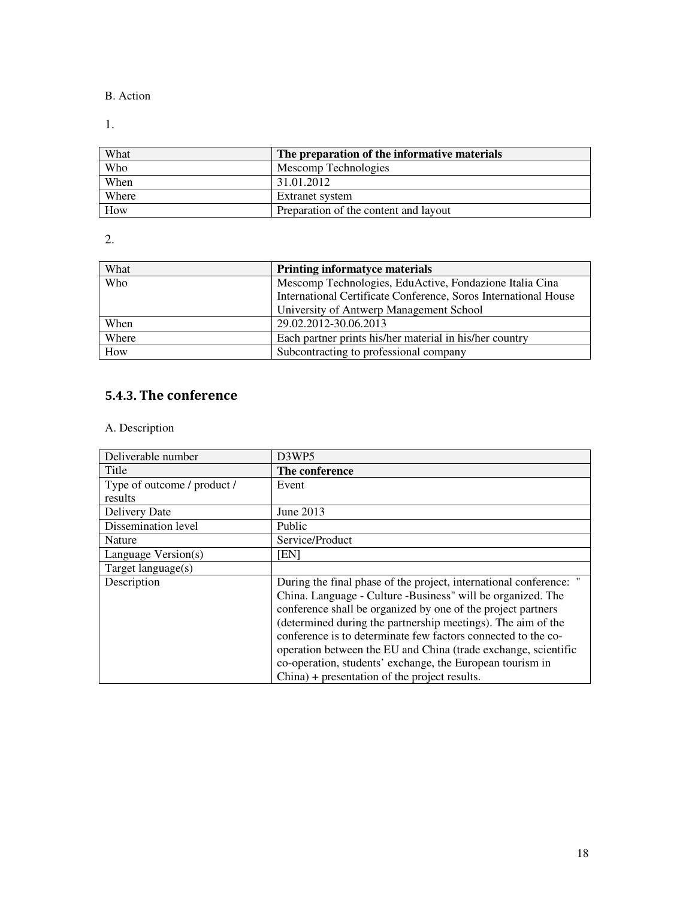B. Action

1.

| What | **The preparation of the informative materials** |
| --- | --- |
| Who | Mescomp Technologies |
| When | 31.01.2012 |
| Where | Extranet system |
| How | Preparation of the content and layout |

2.

| What | **Printing informatyce materials** |
| --- | --- |
| Who | Mescomp Technologies, EduActive, Fondazione Italia Cina International Certificate Conference, Soros International House University of Antwerp Management School |
| When | 29.02.2012-30.06.2013 |
| Where | Each partner prints his/her material in his/her country |
| How | Subcontracting to professional company |

### 5.4.3. The conference

A. Description

| Deliverable number | D3WP5 |
| --- | --- |
| Title | **The conference** |
| Type of outcome / product / results | Event |
| Delivery Date | June 2013 |
| Dissemination level | Public |
| Nature | Service/Product |
| Language Version(s) | [EN] |
| Target language(s) | |
| Description | During the final phase of the project, international conference: " China. Language - Culture -Business" will be organized. The conference shall be organized by one of the project partners (determined during the partnership meetings). The aim of the conference is to determinate few factors connected to the co-operation between the EU and China (trade exchange, scientific co-operation, students' exchange, the European tourism in China) + presentation of the project results. |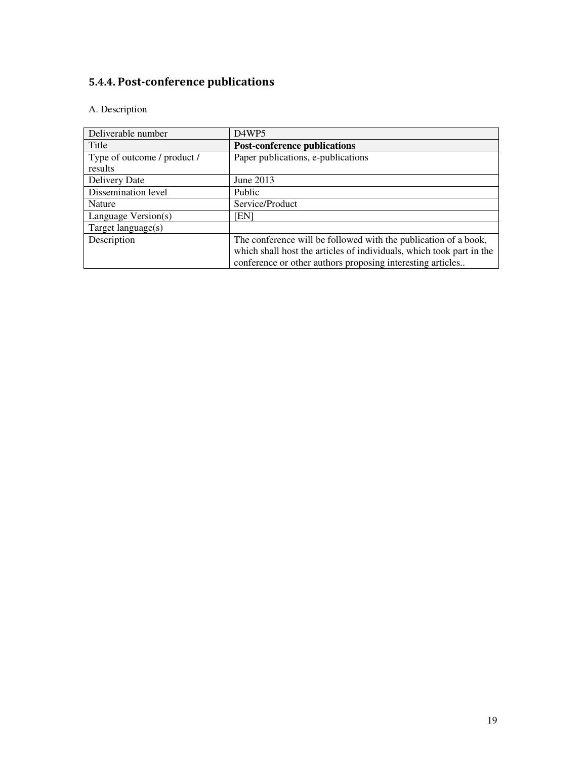### 5.4.4. Post-conference publications

A. Description

| Deliverable number | D4WP5 |
|---|---|
| Title | **Post-conference publications** |
| Type of outcome / product / results | Paper publications, e-publications |
| Delivery Date | June 2013 |
| Dissemination level | Public |
| Nature | Service/Product |
| Language Version(s) | [EN] |
| Target language(s) | |
| Description | The conference will be followed with the publication of a book, which shall host the articles of individuals, which took part in the conference or other authors proposing interesting articles.. |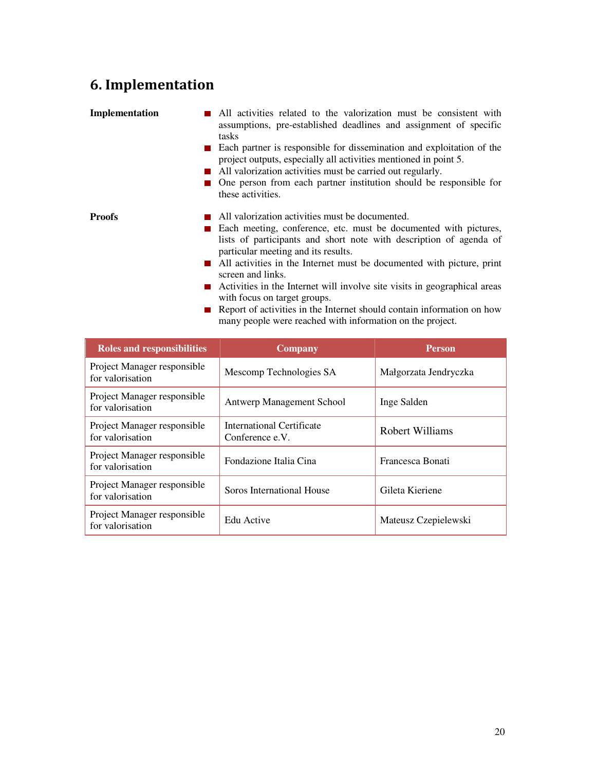# 6. Implementation

**Implementation**

- All activities related to the valorization must be consistent with assumptions, pre-established deadlines and assignment of specific tasks
- Each partner is responsible for dissemination and exploitation of the project outputs, especially all activities mentioned in point 5.
- All valorization activities must be carried out regularly.
- One person from each partner institution should be responsible for these activities.

**Proofs**

- All valorization activities must be documented.
- Each meeting, conference, etc. must be documented with pictures, lists of participants and short note with description of agenda of particular meeting and its results.
- All activities in the Internet must be documented with picture, print screen and links.
- Activities in the Internet will involve site visits in geographical areas with focus on target groups.
- Report of activities in the Internet should contain information on how many people were reached with information on the project.

| Roles and responsibilities | Company | Person |
| --- | --- | --- |
| Project Manager responsible for valorisation | Mescomp Technologies SA | Małgorzata Jendryczka |
| Project Manager responsible for valorisation | Antwerp Management School | Inge Salden |
| Project Manager responsible for valorisation | International Certificate Conference e.V. | Robert Williams |
| Project Manager responsible for valorisation | Fondazione Italia Cina | Francesca Bonati |
| Project Manager responsible for valorisation | Soros International House | Gileta Kieriene |
| Project Manager responsible for valorisation | Edu Active | Mateusz Czepielewski |